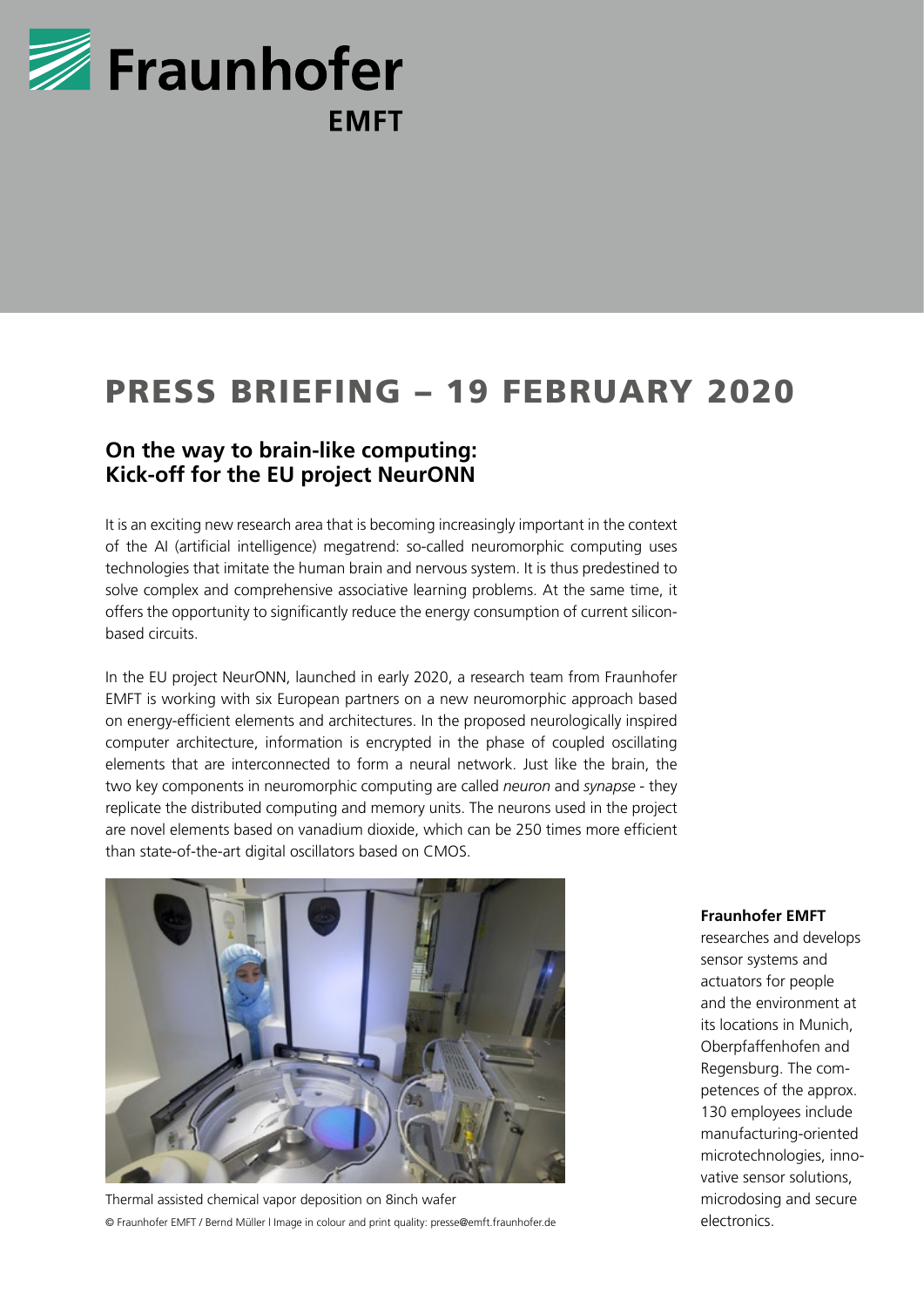# PRESS BRIEFING – 19 FEBRUARY 2020

## On the way to brain-like computing: Kick-off for the EU project NeurONN

It is an exciting new research area that is becoming increasingly important in the context of the AI (artificial intelligence) megatrend: so-called neuromorphic computing uses technologies that imitate the human brain and nervous system. It is thus predestined to solve complex and comprehensive associative learning problems. At the same time, it offers the opportunity to significantly reduce the energy consumption of current silicon-based circuits.

In the EU project NeurONN, launched in early 2020, a research team from Fraunhofer EMFT is working with six European partners on a new neuromorphic approach based on energy-efficient elements and architectures. In the proposed neurologically inspired computer architecture, information is encrypted in the phase of coupled oscillating elements that are interconnected to form a neural network. Just like the brain, the two key components in neuromorphic computing are called *neuron* and *synapse* - they replicate the distributed computing and memory units. The neurons used in the project are novel elements based on vanadium dioxide, which can be 250 times more efficient than state-of-the-art digital oscillators based on CMOS.

Thermal assisted chemical vapor deposition on 8inch wafer
© Fraunhofer EMFT / Bernd Müller | Image in colour and print quality: presse@emft.fraunhofer.de

**Fraunhofer EMFT** researches and develops sensor systems and actuators for people and the environment at its locations in Munich, Oberpfaffenhofen and Regensburg. The competences of the approx. 130 employees include manufacturing-oriented microtechnologies, innovative sensor solutions, microdosing and secure electronics.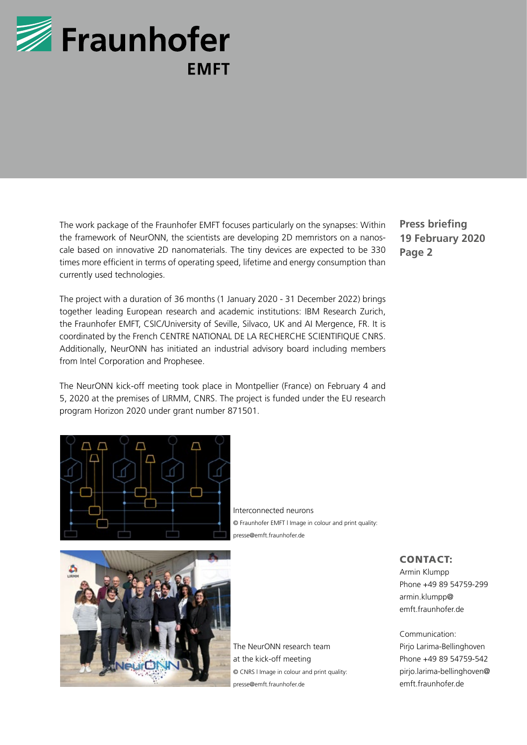The work package of the Fraunhofer EMFT focuses particularly on the synapses: Within the framework of NeurONN, the scientists are developing 2D memristors on a nanoscale based on innovative 2D nanomaterials. The tiny devices are expected to be 330 times more efficient in terms of operating speed, lifetime and energy consumption than currently used technologies.

The project with a duration of 36 months (1 January 2020 - 31 December 2022) brings together leading European research and academic institutions: IBM Research Zurich, the Fraunhofer EMFT, CSIC/University of Seville, Silvaco, UK and AI Mergence, FR. It is coordinated by the French CENTRE NATIONAL DE LA RECHERCHE SCIENTIFIQUE CNRS. Additionally, NeurONN has initiated an industrial advisory board including members from Intel Corporation and Prophesee.

The NeurONN kick-off meeting took place in Montpellier (France) on February 4 and 5, 2020 at the premises of LIRMM, CNRS. The project is funded under the EU research program Horizon 2020 under grant number 871501.

**Press briefing**
**19 February 2020**
**Page 2**

Interconnected neurons
© Fraunhofer EMFT I Image in colour and print quality: presse@emft.fraunhofer.de

The NeurONN research team at the kick-off meeting
© CNRS I Image in colour and print quality: presse@emft.fraunhofer.de

**CONTACT:**

Armin Klumpp
Phone +49 89 54759-299
armin.klumpp@emft.fraunhofer.de

Communication:
Pirjo Larima-Bellinghoven
Phone +49 89 54759-542
pirjo.larima-bellinghoven@emft.fraunhofer.de